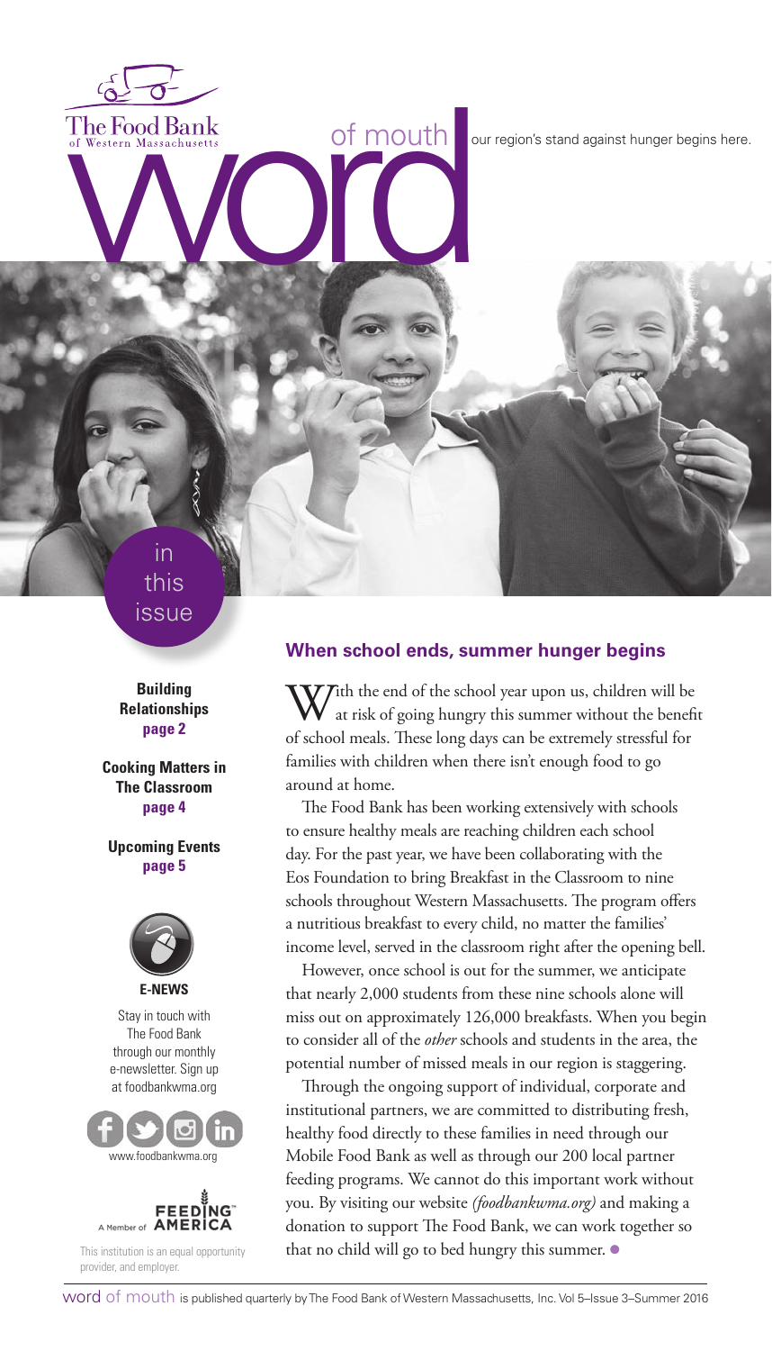The Food Bank of Western Massachusetts

# word of mouth

our region's stand against hunger begins here.

## in this issue

**Building Relationships**
**page 2**

**Cooking Matters in The Classroom**
**page 4**

**Upcoming Events**
**page 5**

**E-NEWS**

Stay in touch with The Food Bank through our monthly e-newsletter. Sign up at foodbankwma.org

www.foodbankwma.org

A Member of FEEDING AMERICA

This institution is an equal opportunity provider, and employer.

## When school ends, summer hunger begins

With the end of the school year upon us, children will be at risk of going hungry this summer without the benefit of school meals. These long days can be extremely stressful for families with children when there isn't enough food to go around at home.

The Food Bank has been working extensively with schools to ensure healthy meals are reaching children each school day. For the past year, we have been collaborating with the Eos Foundation to bring Breakfast in the Classroom to nine schools throughout Western Massachusetts. The program offers a nutritious breakfast to every child, no matter the families' income level, served in the classroom right after the opening bell.

However, once school is out for the summer, we anticipate that nearly 2,000 students from these nine schools alone will miss out on approximately 126,000 breakfasts. When you begin to consider all of the *other* schools and students in the area, the potential number of missed meals in our region is staggering.

Through the ongoing support of individual, corporate and institutional partners, we are committed to distributing fresh, healthy food directly to these families in need through our Mobile Food Bank as well as through our 200 local partner feeding programs. We cannot do this important work without you. By visiting our website *(foodbankwma.org)* and making a donation to support The Food Bank, we can work together so that no child will go to bed hungry this summer.

word of mouth is published quarterly by The Food Bank of Western Massachusetts, Inc. Vol 5–Issue 3–Summer 2016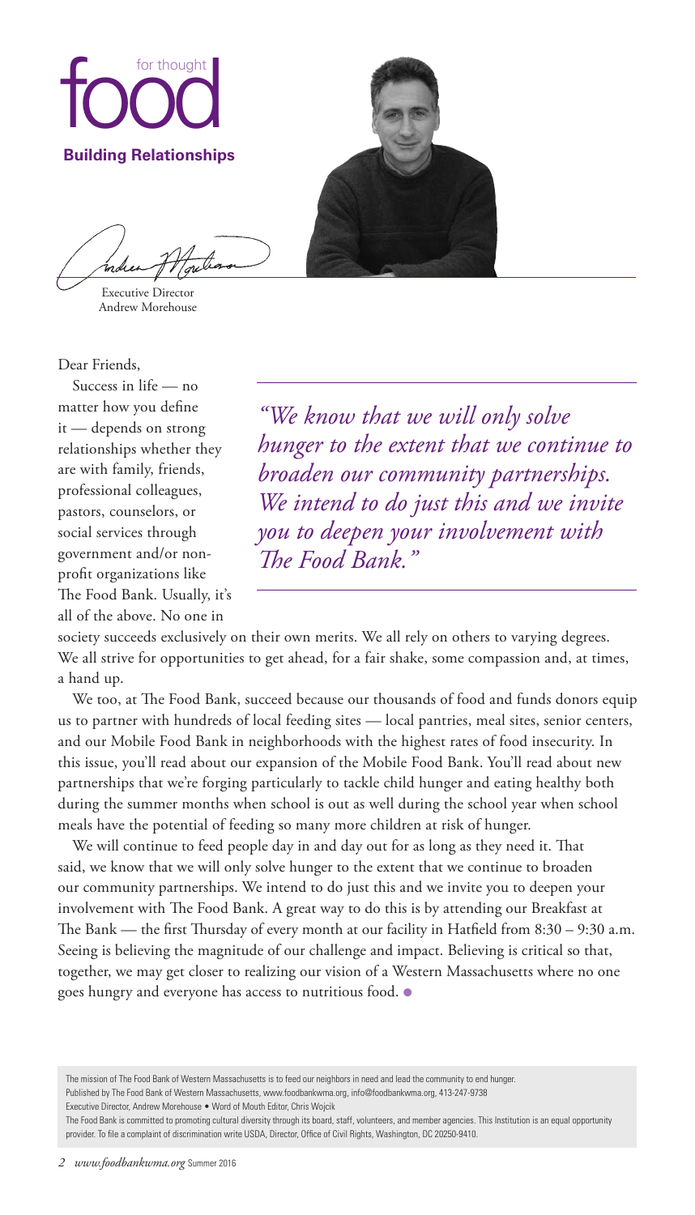# food for thought

## Building Relationships

Executive Director
Andrew Morehouse

Dear Friends,

Success in life — no matter how you define it — depends on strong relationships whether they are with family, friends, professional colleagues, pastors, counselors, or social services through government and/or non-profit organizations like The Food Bank. Usually, it's all of the above. No one in society succeeds exclusively on their own merits. We all rely on others to varying degrees. We all strive for opportunities to get ahead, for a fair shake, some compassion and, at times, a hand up.

> *"We know that we will only solve hunger to the extent that we continue to broaden our community partnerships. We intend to do just this and we invite you to deepen your involvement with The Food Bank."*

We too, at The Food Bank, succeed because our thousands of food and funds donors equip us to partner with hundreds of local feeding sites — local pantries, meal sites, senior centers, and our Mobile Food Bank in neighborhoods with the highest rates of food insecurity. In this issue, you'll read about our expansion of the Mobile Food Bank. You'll read about new partnerships that we're forging particularly to tackle child hunger and eating healthy both during the summer months when school is out as well during the school year when school meals have the potential of feeding so many more children at risk of hunger.

We will continue to feed people day in and day out for as long as they need it. That said, we know that we will only solve hunger to the extent that we continue to broaden our community partnerships. We intend to do just this and we invite you to deepen your involvement with The Food Bank. A great way to do this is by attending our Breakfast at The Bank — the first Thursday of every month at our facility in Hatfield from 8:30 – 9:30 a.m. Seeing is believing the magnitude of our challenge and impact. Believing is critical so that, together, we may get closer to realizing our vision of a Western Massachusetts where no one goes hungry and everyone has access to nutritious food.

The mission of The Food Bank of Western Massachusetts is to feed our neighbors in need and lead the community to end hunger.
Published by The Food Bank of Western Massachusetts, www.foodbankwma.org, info@foodbankwma.org, 413-247-9738
Executive Director, Andrew Morehouse • Word of Mouth Editor, Chris Wojcik
The Food Bank is committed to promoting cultural diversity through its board, staff, volunteers, and member agencies. This Institution is an equal opportunity provider. To file a complaint of discrimination write USDA, Director, Office of Civil Rights, Washington, DC 20250-9410.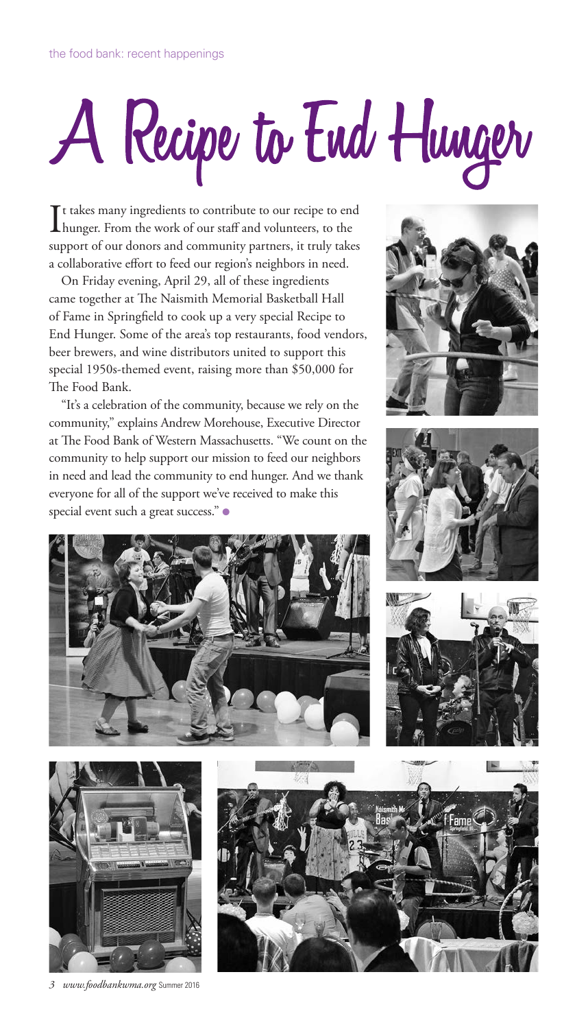# A Recipe to End Hunger

It takes many ingredients to contribute to our recipe to end hunger. From the work of our staff and volunteers, to the support of our donors and community partners, it truly takes a collaborative effort to feed our region's neighbors in need.

On Friday evening, April 29, all of these ingredients came together at The Naismith Memorial Basketball Hall of Fame in Springfield to cook up a very special Recipe to End Hunger. Some of the area's top restaurants, food vendors, beer brewers, and wine distributors united to support this special 1950s-themed event, raising more than $50,000 for The Food Bank.

"It's a celebration of the community, because we rely on the community," explains Andrew Morehouse, Executive Director at The Food Bank of Western Massachusetts. "We count on the community to help support our mission to feed our neighbors in need and lead the community to end hunger. And we thank everyone for all of the support we've received to make this special event such a great success."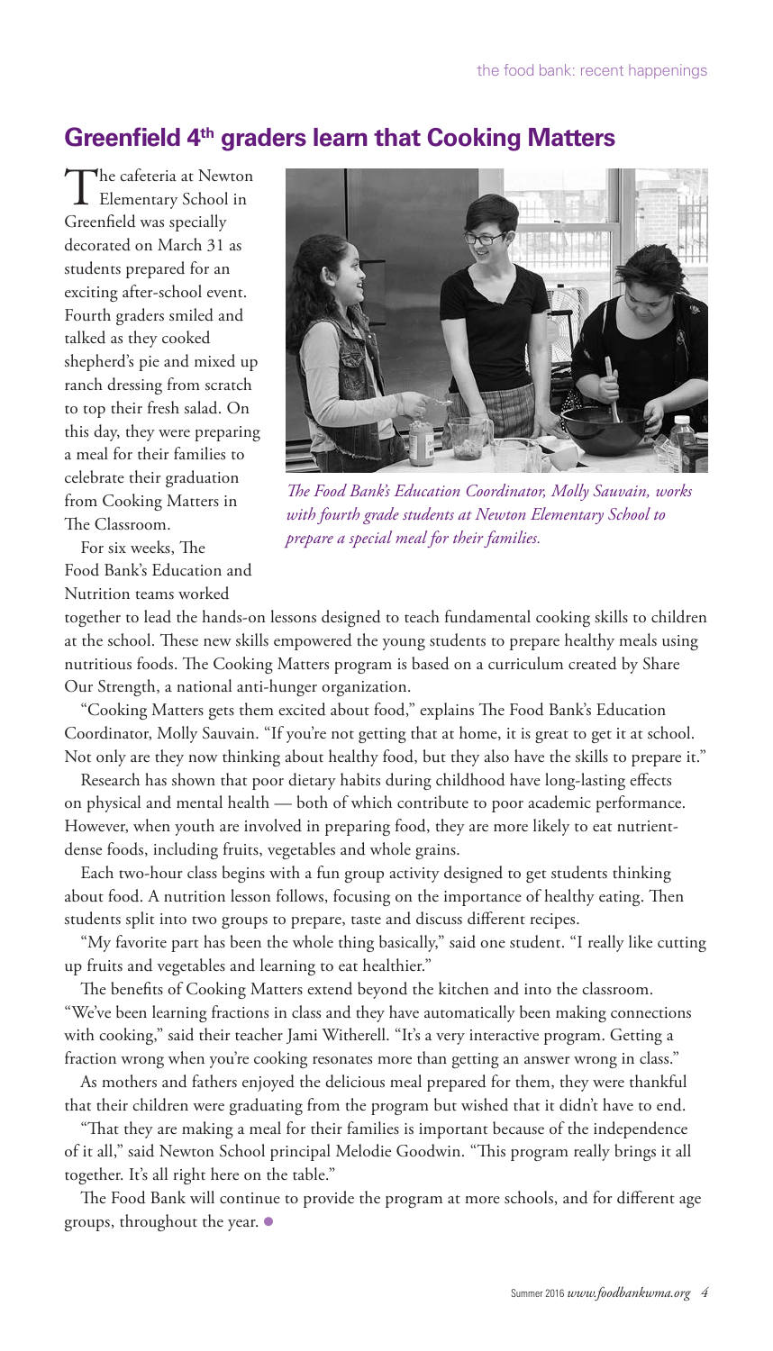## Greenfield 4th graders learn that Cooking Matters

The cafeteria at Newton Elementary School in Greenfield was specially decorated on March 31 as students prepared for an exciting after-school event. Fourth graders smiled and talked as they cooked shepherd's pie and mixed up ranch dressing from scratch to top their fresh salad. On this day, they were preparing a meal for their families to celebrate their graduation from Cooking Matters in The Classroom.

*The Food Bank's Education Coordinator, Molly Sauvain, works with fourth grade students at Newton Elementary School to prepare a special meal for their families.*

For six weeks, The Food Bank's Education and Nutrition teams worked together to lead the hands-on lessons designed to teach fundamental cooking skills to children at the school. These new skills empowered the young students to prepare healthy meals using nutritious foods. The Cooking Matters program is based on a curriculum created by Share Our Strength, a national anti-hunger organization.

"Cooking Matters gets them excited about food," explains The Food Bank's Education Coordinator, Molly Sauvain. "If you're not getting that at home, it is great to get it at school. Not only are they now thinking about healthy food, but they also have the skills to prepare it."

Research has shown that poor dietary habits during childhood have long-lasting effects on physical and mental health — both of which contribute to poor academic performance. However, when youth are involved in preparing food, they are more likely to eat nutrient-dense foods, including fruits, vegetables and whole grains.

Each two-hour class begins with a fun group activity designed to get students thinking about food. A nutrition lesson follows, focusing on the importance of healthy eating. Then students split into two groups to prepare, taste and discuss different recipes.

"My favorite part has been the whole thing basically," said one student. "I really like cutting up fruits and vegetables and learning to eat healthier."

The benefits of Cooking Matters extend beyond the kitchen and into the classroom. "We've been learning fractions in class and they have automatically been making connections with cooking," said their teacher Jami Witherell. "It's a very interactive program. Getting a fraction wrong when you're cooking resonates more than getting an answer wrong in class."

As mothers and fathers enjoyed the delicious meal prepared for them, they were thankful that their children were graduating from the program but wished that it didn't have to end.

"That they are making a meal for their families is important because of the independence of it all," said Newton School principal Melodie Goodwin. "This program really brings it all together. It's all right here on the table."

The Food Bank will continue to provide the program at more schools, and for different age groups, throughout the year.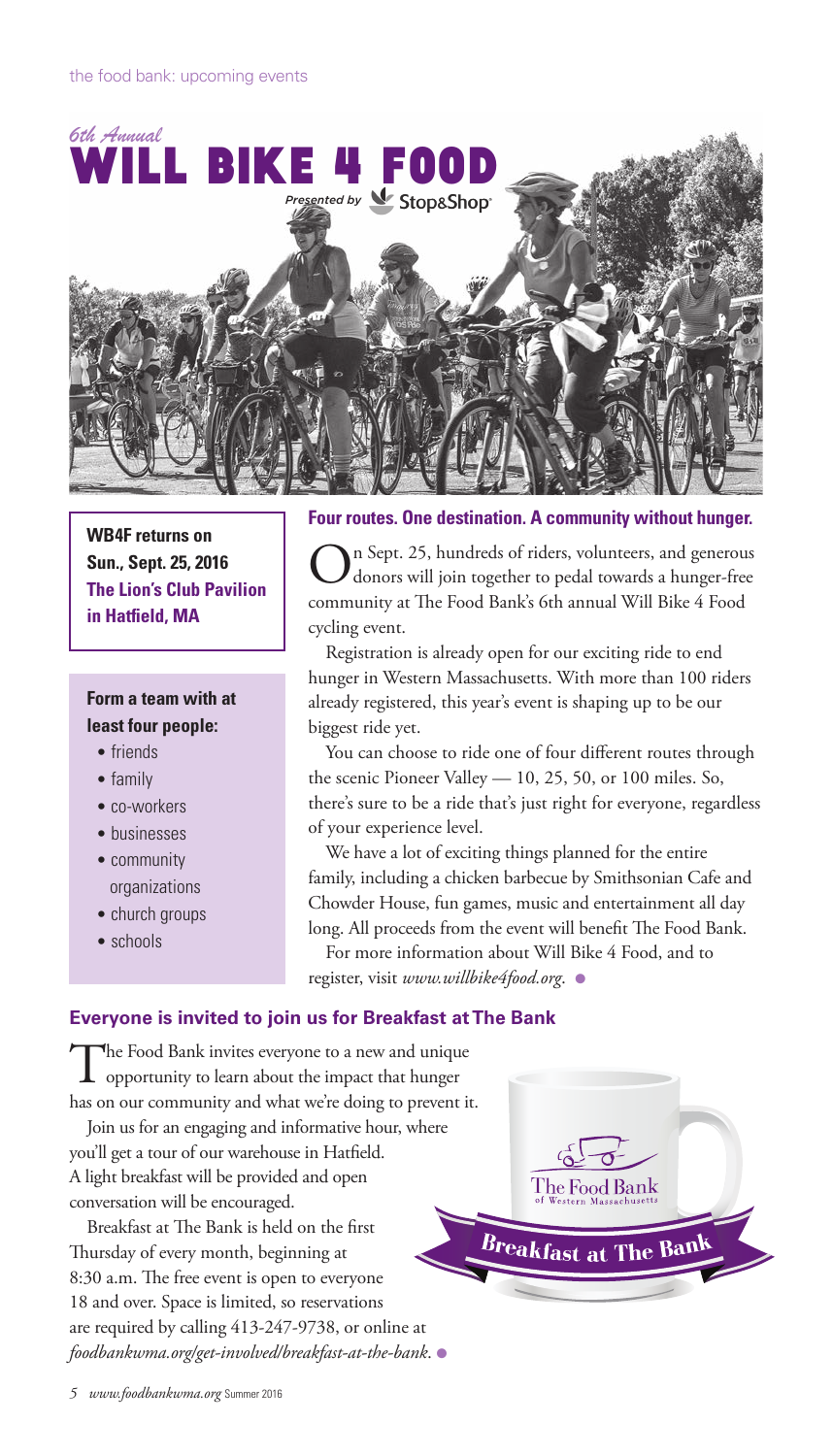# *6th Annual* WILL BIKE 4 FOOD

*Presented by* Stop&Shop

**WB4F returns on Sun., Sept. 25, 2016**
**The Lion's Club Pavilion in Hatfield, MA**

**Form a team with at least four people:**

- friends
- family
- co-workers
- businesses
- community organizations
- church groups
- schools

## Four routes. One destination. A community without hunger.

On Sept. 25, hundreds of riders, volunteers, and generous donors will join together to pedal towards a hunger-free community at The Food Bank's 6th annual Will Bike 4 Food cycling event.

Registration is already open for our exciting ride to end hunger in Western Massachusetts. With more than 100 riders already registered, this year's event is shaping up to be our biggest ride yet.

You can choose to ride one of four different routes through the scenic Pioneer Valley — 10, 25, 50, or 100 miles. So, there's sure to be a ride that's just right for everyone, regardless of your experience level.

We have a lot of exciting things planned for the entire family, including a chicken barbecue by Smithsonian Cafe and Chowder House, fun games, music and entertainment all day long. All proceeds from the event will benefit The Food Bank.

For more information about Will Bike 4 Food, and to register, visit *www.willbike4food.org*.

## Everyone is invited to join us for Breakfast at The Bank

The Food Bank invites everyone to a new and unique opportunity to learn about the impact that hunger has on our community and what we're doing to prevent it.

Join us for an engaging and informative hour, where you'll get a tour of our warehouse in Hatfield. A light breakfast will be provided and open conversation will be encouraged.

Breakfast at The Bank is held on the first Thursday of every month, beginning at 8:30 a.m. The free event is open to everyone 18 and over. Space is limited, so reservations are required by calling 413-247-9738, or online at *foodbankwma.org/get-involved/breakfast-at-the-bank*.

The Food Bank of Western Massachusetts

Breakfast at The Bank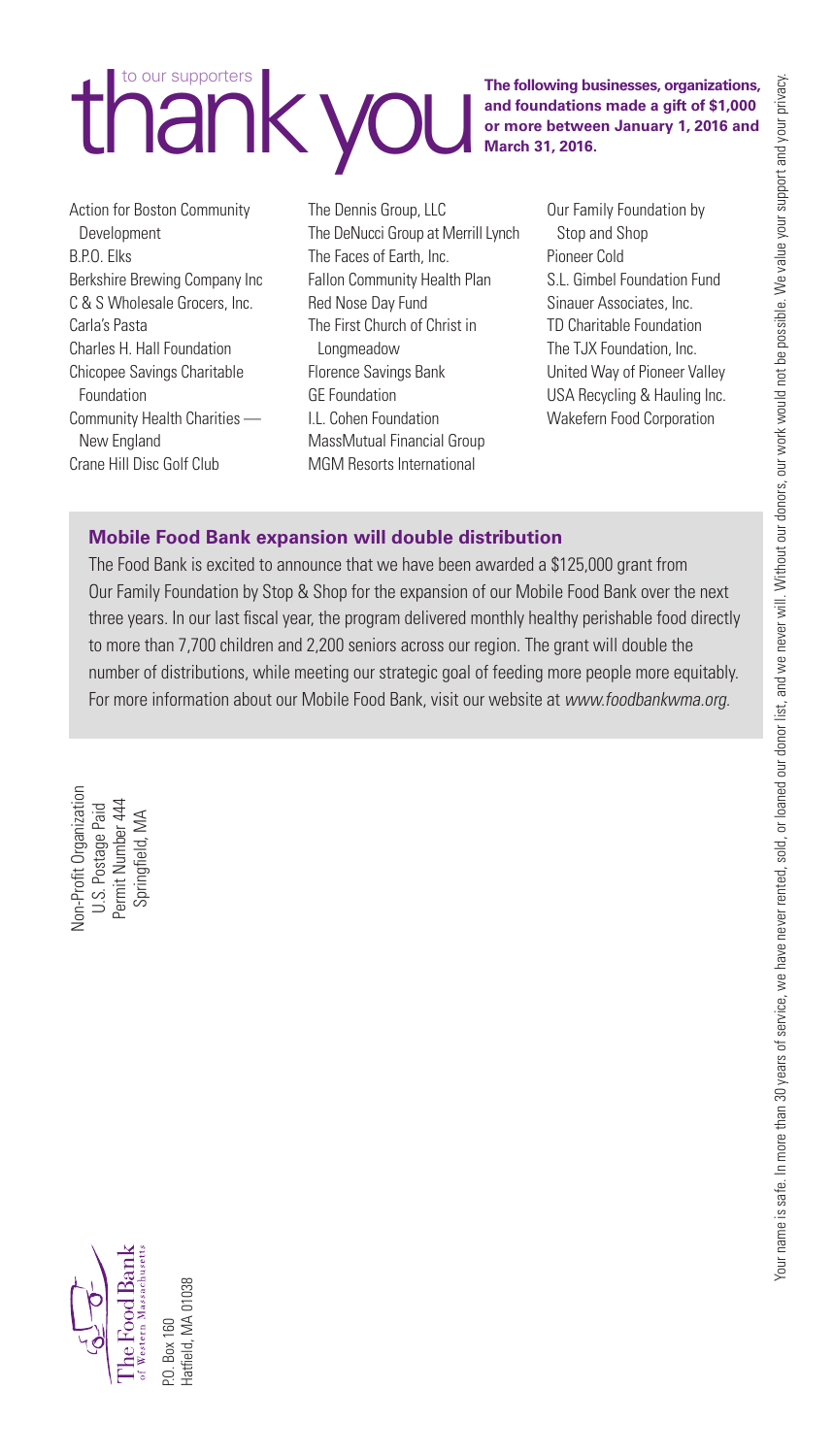# to our supporters thank you

**The following businesses, organizations, and foundations made a gift of $1,000 or more between January 1, 2016 and March 31, 2016.**

Action for Boston Community Development
B.P.O. Elks
Berkshire Brewing Company Inc
C & S Wholesale Grocers, Inc.
Carla's Pasta
Charles H. Hall Foundation
Chicopee Savings Charitable Foundation
Community Health Charities — New England
Crane Hill Disc Golf Club
The Dennis Group, LLC
The DeNucci Group at Merrill Lynch
The Faces of Earth, Inc.
Fallon Community Health Plan
Red Nose Day Fund
The First Church of Christ in Longmeadow
Florence Savings Bank
GE Foundation
I.L. Cohen Foundation
MassMutual Financial Group
MGM Resorts International
Our Family Foundation by Stop and Shop
Pioneer Cold
S.L. Gimbel Foundation Fund
Sinauer Associates, Inc.
TD Charitable Foundation
The TJX Foundation, Inc.
United Way of Pioneer Valley
USA Recycling & Hauling Inc.
Wakefern Food Corporation

## Mobile Food Bank expansion will double distribution

The Food Bank is excited to announce that we have been awarded a $125,000 grant from Our Family Foundation by Stop & Shop for the expansion of our Mobile Food Bank over the next three years. In our last fiscal year, the program delivered monthly healthy perishable food directly to more than 7,700 children and 2,200 seniors across our region. The grant will double the number of distributions, while meeting our strategic goal of feeding more people more equitably. For more information about our Mobile Food Bank, visit our website at *www.foodbankwma.org.*

Non-Profit Organization
U.S. Postage Paid
Permit Number 444
Springfield, MA

The Food Bank of Western Massachusetts
P.O. Box 160
Hatfield, MA 01038

Your name is safe. In more than 30 years of service, we have never rented, sold, or loaned our donor list, and we never will. Without our donors, our work would not be possible. We value your support and your privacy.